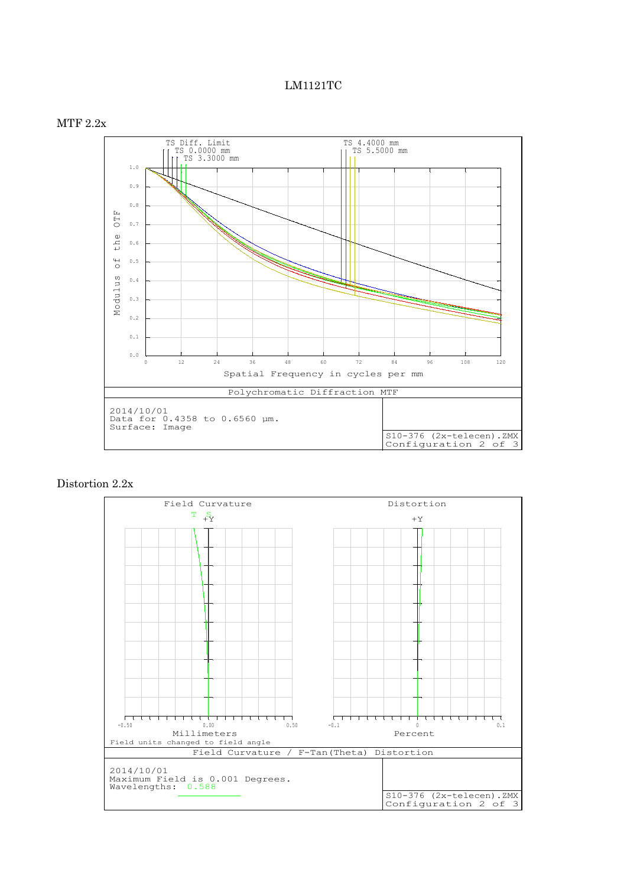# LM1121TC

## MTF 2.2x

TS Diff. Limit
TS 0.0000 mm
TS 3.3000 mm
TS 4.4000 mm
TS 5.5000 mm

Modulus of the OTF

Spatial Frequency in cycles per mm

Polychromatic Diffraction MTF

2014/10/01
Data for 0.4358 to 0.6560 µm.
Surface: Image

S10-376 (2x-telecen).ZMX
Configuration 2 of 3

## Distortion 2.2x

Field Curvature

T S
+Y

Millimeters

Field units changed to field angle

Distortion

+Y

Percent

Field Curvature / F-Tan(Theta) Distortion

2014/10/01
Maximum Field is 0.001 Degrees.
Wavelengths: 0.588

S10-376 (2x-telecen).ZMX
Configuration 2 of 3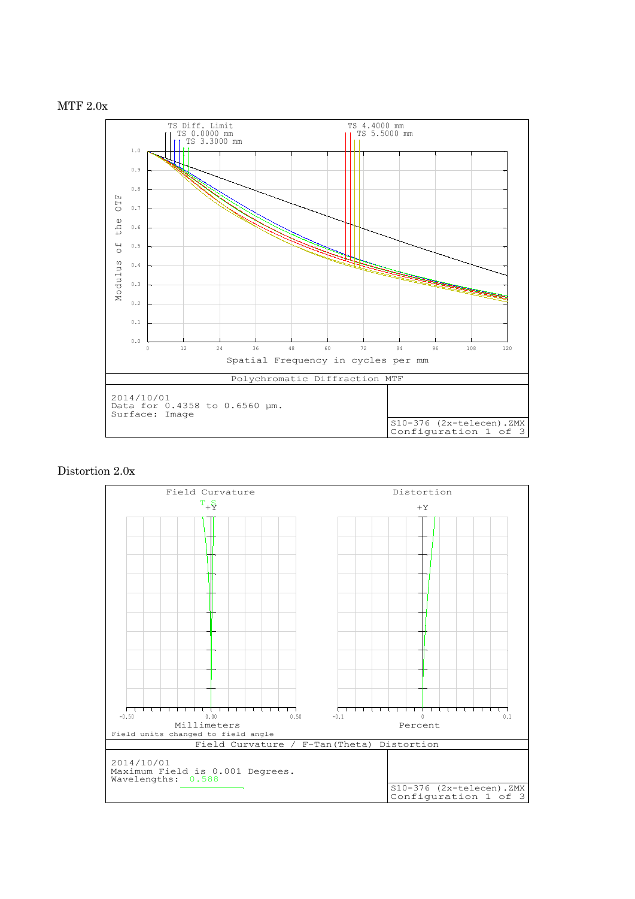MTF 2.0x

TS Diff. Limit
TS 0.0000 mm
TS 3.3000 mm
TS 4.4000 mm
TS 5.5000 mm

Modulus of the OTF

Spatial Frequency in cycles per mm

| Polychromatic Diffraction MTF | |
|---|---|
| 2014/10/01<br>Data for 0.4358 to 0.6560 µm.<br>Surface: Image | S10-376 (2x-telecen).ZMX<br>Configuration 1 of 3 |

Distortion 2.0x

Field Curvature

Distortion

Millimeters

Percent

Field units changed to field angle

| Field Curvature / F-Tan(Theta) Distortion | |
|---|---|
| 2014/10/01<br>Maximum Field is 0.001 Degrees.<br>Wavelengths: 0.588 | S10-376 (2x-telecen).ZMX<br>Configuration 1 of 3 |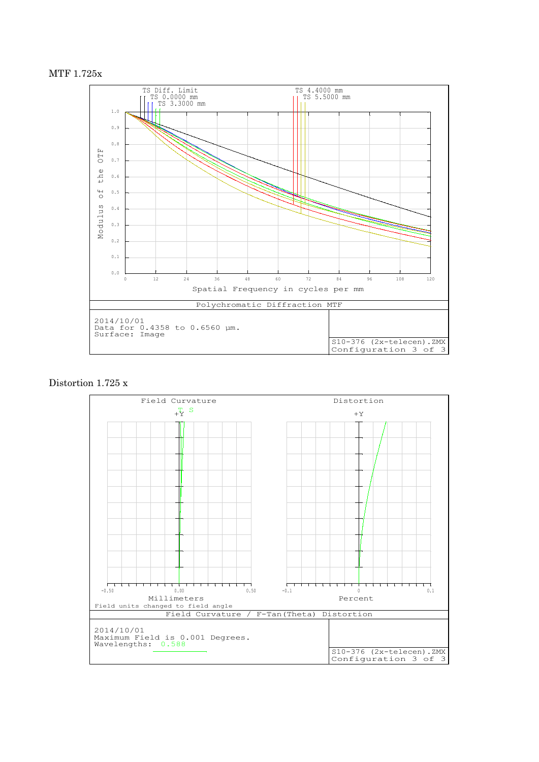MTF 1.725x

TS Diff. Limit
TS 0.0000 mm
TS 3.3000 mm
TS 4.4000 mm
TS 5.5000 mm

1.0
0.9
0.8
0.7
0.6
0.5
0.4
0.3
0.2
0.1
0.0

Modulus of the OTF

0 12 24 36 48 60 72 84 96 108 120

Spatial Frequency in cycles per mm

Polychromatic Diffraction MTF

2014/10/01
Data for 0.4358 to 0.6560 µm.
Surface: Image

S10-376 (2x-telecen).ZMX
Configuration 3 of 3

Distortion 1.725 x

Field Curvature

T S

+Y

-0.50 0.00 0.50

Millimeters

Distortion

+Y

-0.1 0 0.1

Percent

Field units changed to field angle

Field Curvature / F-Tan(Theta) Distortion

2014/10/01
Maximum Field is 0.001 Degrees.
Wavelengths: 0.588

S10-376 (2x-telecen).ZMX
Configuration 3 of 3